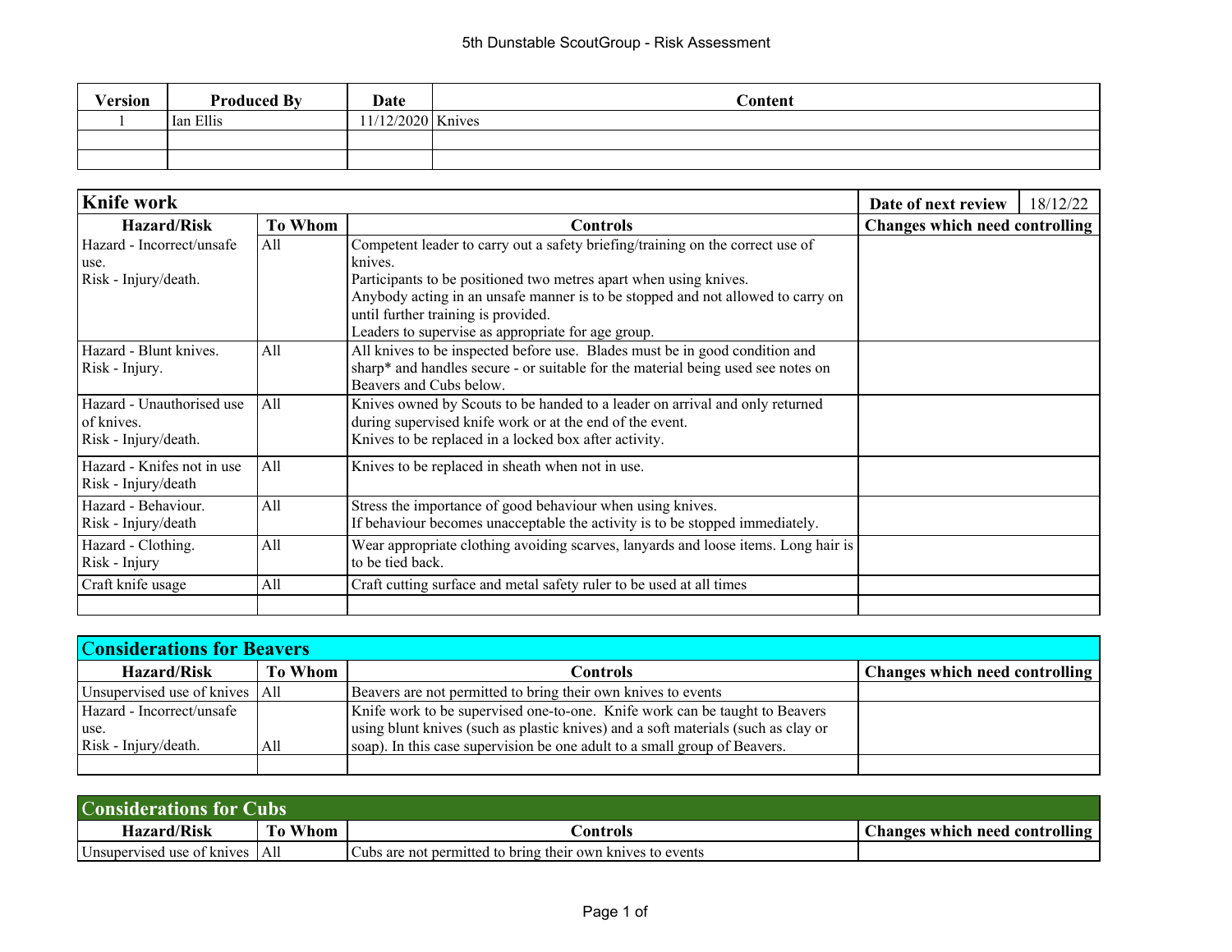# 5th Dunstable ScoutGroup - Risk Assessment

| Version | Produced By | Date | Content |
|---|---|---|---|
| 1 | Ian Ellis | 11/12/2020 | Knives |
| | | | |
| | | | |

## Knife work

**Date of next review:** 18/12/22

| Hazard/Risk | To Whom | Controls | Changes which need controlling |
|---|---|---|---|
| Hazard - Incorrect/unsafe use.<br>Risk - Injury/death. | All | Competent leader to carry out a safety briefing/training on the correct use of knives.<br>Participants to be positioned two metres apart when using knives.<br>Anybody acting in an unsafe manner is to be stopped and not allowed to carry on until further training is provided.<br>Leaders to supervise as appropriate for age group. | |
| Hazard - Blunt knives.<br>Risk - Injury. | All | All knives to be inspected before use. Blades must be in good condition and sharp* and handles secure - or suitable for the material being used see notes on Beavers and Cubs below. | |
| Hazard - Unauthorised use of knives.<br>Risk - Injury/death. | All | Knives owned by Scouts to be handed to a leader on arrival and only returned during supervised knife work or at the end of the event.<br>Knives to be replaced in a locked box after activity. | |
| Hazard - Knifes not in use<br>Risk - Injury/death | All | Knives to be replaced in sheath when not in use. | |
| Hazard - Behaviour.<br>Risk - Injury/death | All | Stress the importance of good behaviour when using knives.<br>If behaviour becomes unacceptable the activity is to be stopped immediately. | |
| Hazard - Clothing.<br>Risk - Injury | All | Wear appropriate clothing avoiding scarves, lanyards and loose items. Long hair is to be tied back. | |
| Craft knife usage | All | Craft cutting surface and metal safety ruler to be used at all times | |
| | | | |

## Considerations for Beavers

| Hazard/Risk | To Whom | Controls | Changes which need controlling |
|---|---|---|---|
| Unsupervised use of knives | All | Beavers are not permitted to bring their own knives to events | |
| Hazard - Incorrect/unsafe use.<br>Risk - Injury/death. | All | Knife work to be supervised one-to-one. Knife work can be taught to Beavers using blunt knives (such as plastic knives) and a soft materials (such as clay or soap). In this case supervision be one adult to a small group of Beavers. | |
| | | | |

## Considerations for Cubs

| Hazard/Risk | To Whom | Controls | Changes which need controlling |
|---|---|---|---|
| Unsupervised use of knives | All | Cubs are not permitted to bring their own knives to events | |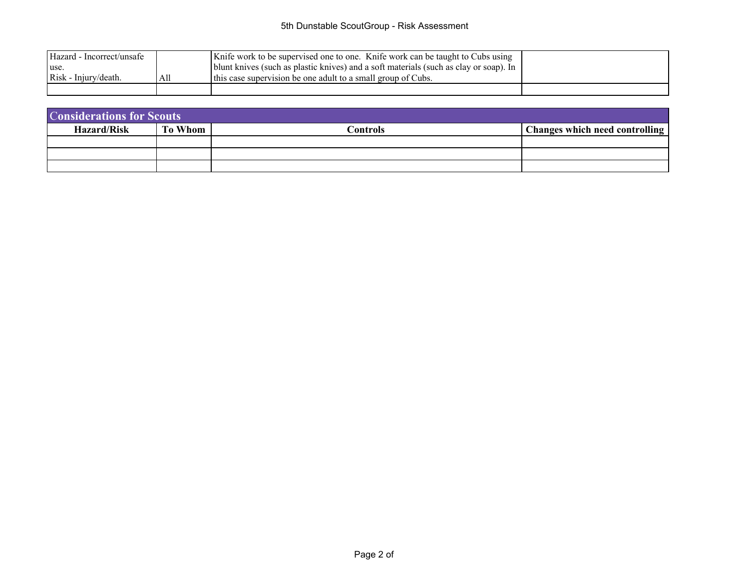| | | | |
|---|---|---|---|
| Hazard - Incorrect/unsafe use.<br>Risk - Injury/death. | All | Knife work to be supervised one to one. Knife work can be taught to Cubs using blunt knives (such as plastic knives) and a soft materials (such as clay or soap). In this case supervision be one adult to a small group of Cubs. | |
| | | | |

## Considerations for Scouts

| Hazard/Risk | To Whom | Controls | Changes which need controlling |
|---|---|---|---|
| | | | |
| | | | |
| | | | |